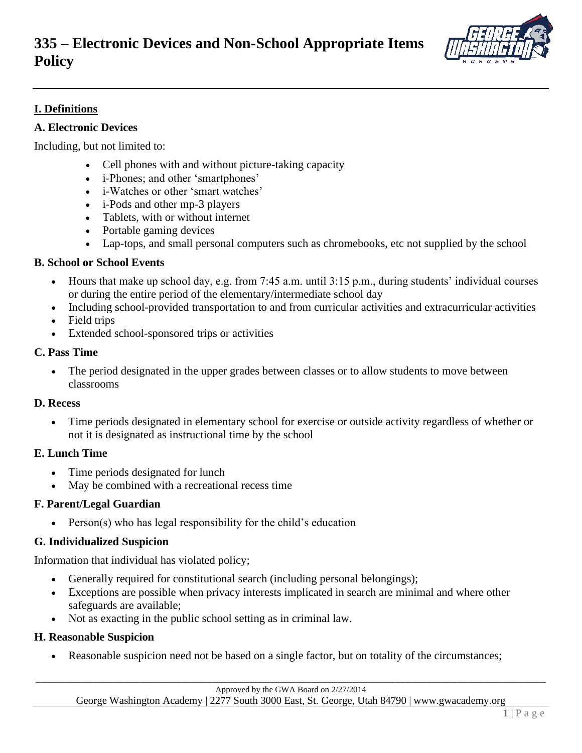# 335 – Electronic Devices and Non-School Appropriate Items Policy

## I. Definitions

### A. Electronic Devices

Including, but not limited to:

- Cell phones with and without picture-taking capacity
- i-Phones; and other 'smartphones'
- i-Watches or other 'smart watches'
- i-Pods and other mp-3 players
- Tablets, with or without internet
- Portable gaming devices
- Lap-tops, and small personal computers such as chromebooks, etc not supplied by the school

### B. School or School Events

- Hours that make up school day, e.g. from 7:45 a.m. until 3:15 p.m., during students' individual courses or during the entire period of the elementary/intermediate school day
- Including school-provided transportation to and from curricular activities and extracurricular activities
- Field trips
- Extended school-sponsored trips or activities

### C. Pass Time

- The period designated in the upper grades between classes or to allow students to move between classrooms

### D. Recess

- Time periods designated in elementary school for exercise or outside activity regardless of whether or not it is designated as instructional time by the school

### E. Lunch Time

- Time periods designated for lunch
- May be combined with a recreational recess time

### F. Parent/Legal Guardian

- Person(s) who has legal responsibility for the child's education

### G. Individualized Suspicion

Information that individual has violated policy;

- Generally required for constitutional search (including personal belongings);
- Exceptions are possible when privacy interests implicated in search are minimal and where other safeguards are available;
- Not as exacting in the public school setting as in criminal law.

### H. Reasonable Suspicion

- Reasonable suspicion need not be based on a single factor, but on totality of the circumstances;

Approved by the GWA Board on 2/27/2014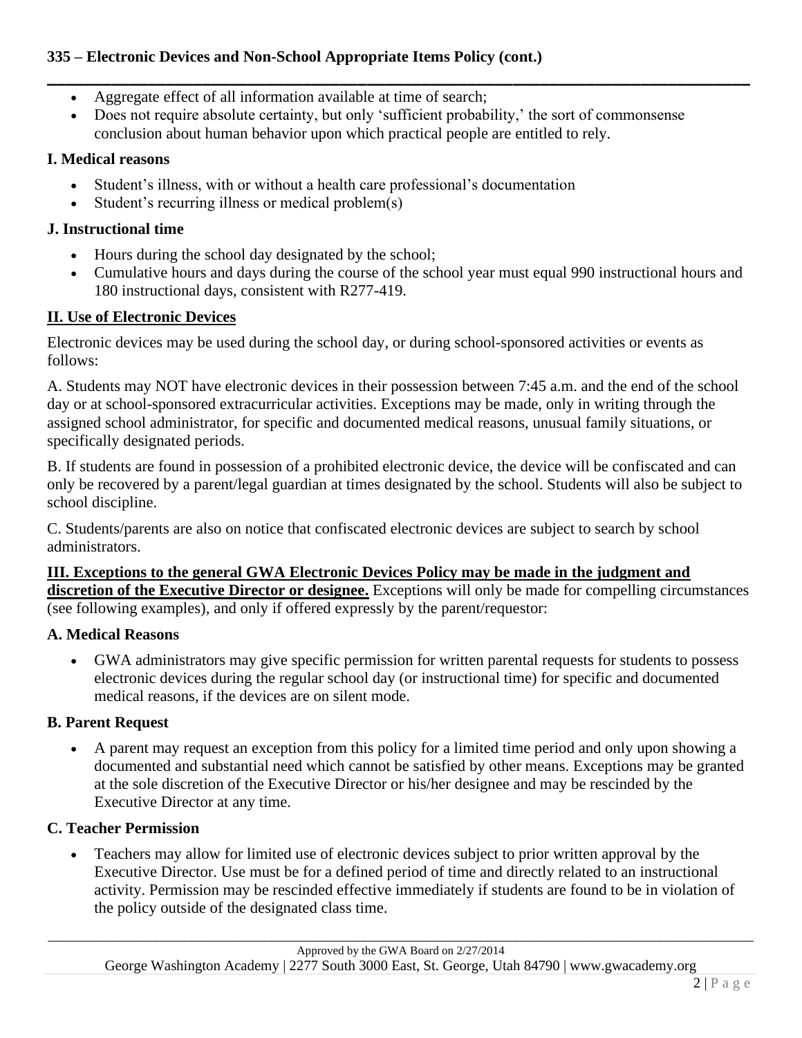- Aggregate effect of all information available at time of search;
- Does not require absolute certainty, but only 'sufficient probability,' the sort of commonsense conclusion about human behavior upon which practical people are entitled to rely.

**I. Medical reasons**

- Student's illness, with or without a health care professional's documentation
- Student's recurring illness or medical problem(s)

**J. Instructional time**

- Hours during the school day designated by the school;
- Cumulative hours and days during the course of the school year must equal 990 instructional hours and 180 instructional days, consistent with R277-419.

## II. Use of Electronic Devices

Electronic devices may be used during the school day, or during school-sponsored activities or events as follows:

A. Students may NOT have electronic devices in their possession between 7:45 a.m. and the end of the school day or at school-sponsored extracurricular activities. Exceptions may be made, only in writing through the assigned school administrator, for specific and documented medical reasons, unusual family situations, or specifically designated periods.

B. If students are found in possession of a prohibited electronic device, the device will be confiscated and can only be recovered by a parent/legal guardian at times designated by the school. Students will also be subject to school discipline.

C. Students/parents are also on notice that confiscated electronic devices are subject to search by school administrators.

**III. Exceptions to the general GWA Electronic Devices Policy may be made in the judgment and discretion of the Executive Director or designee.** Exceptions will only be made for compelling circumstances (see following examples), and only if offered expressly by the parent/requestor:

**A. Medical Reasons**

- GWA administrators may give specific permission for written parental requests for students to possess electronic devices during the regular school day (or instructional time) for specific and documented medical reasons, if the devices are on silent mode.

**B. Parent Request**

- A parent may request an exception from this policy for a limited time period and only upon showing a documented and substantial need which cannot be satisfied by other means. Exceptions may be granted at the sole discretion of the Executive Director or his/her designee and may be rescinded by the Executive Director at any time.

**C. Teacher Permission**

- Teachers may allow for limited use of electronic devices subject to prior written approval by the Executive Director. Use must be for a defined period of time and directly related to an instructional activity. Permission may be rescinded effective immediately if students are found to be in violation of the policy outside of the designated class time.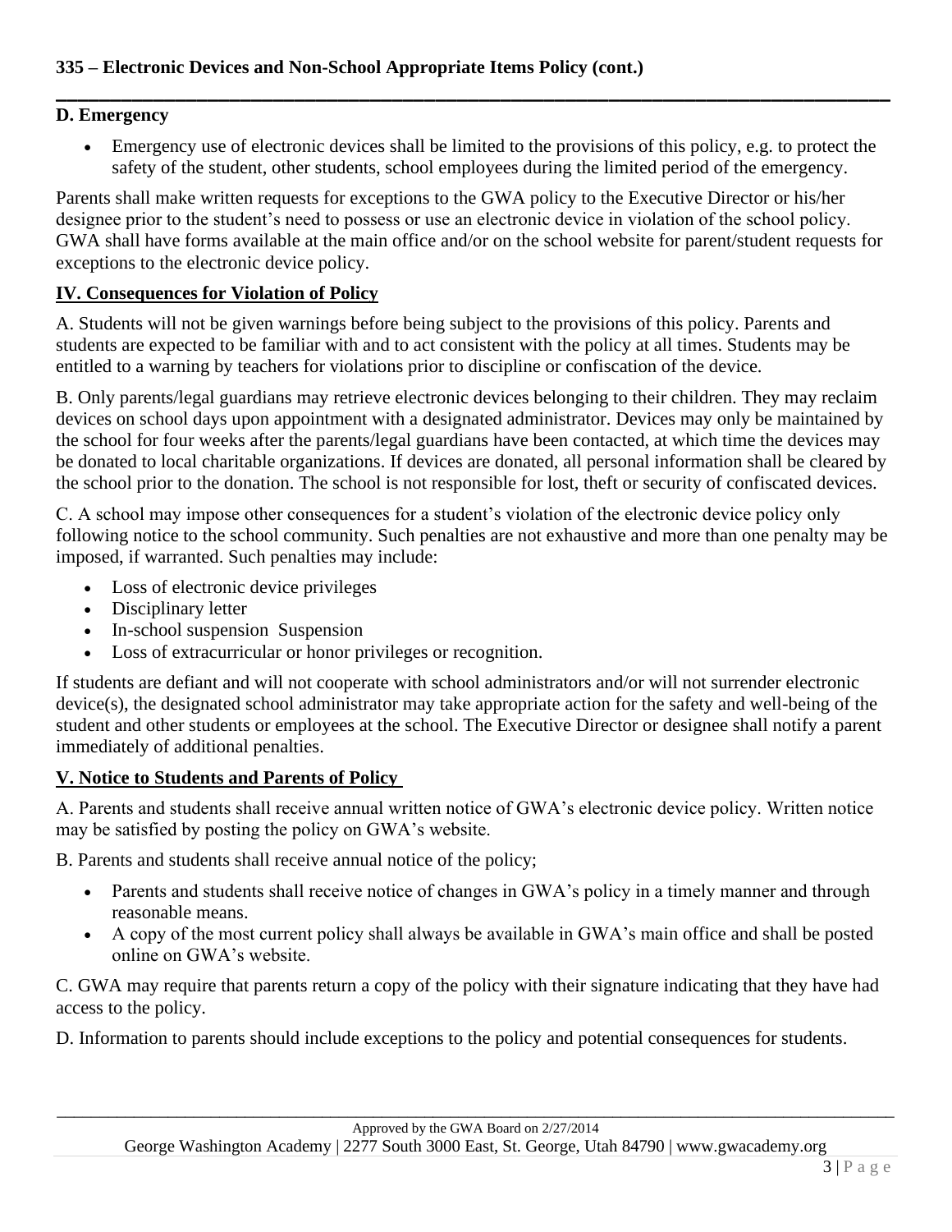### D. Emergency

- Emergency use of electronic devices shall be limited to the provisions of this policy, e.g. to protect the safety of the student, other students, school employees during the limited period of the emergency.

Parents shall make written requests for exceptions to the GWA policy to the Executive Director or his/her designee prior to the student's need to possess or use an electronic device in violation of the school policy. GWA shall have forms available at the main office and/or on the school website for parent/student requests for exceptions to the electronic device policy.

## IV. Consequences for Violation of Policy

A. Students will not be given warnings before being subject to the provisions of this policy. Parents and students are expected to be familiar with and to act consistent with the policy at all times. Students may be entitled to a warning by teachers for violations prior to discipline or confiscation of the device.

B. Only parents/legal guardians may retrieve electronic devices belonging to their children. They may reclaim devices on school days upon appointment with a designated administrator. Devices may only be maintained by the school for four weeks after the parents/legal guardians have been contacted, at which time the devices may be donated to local charitable organizations. If devices are donated, all personal information shall be cleared by the school prior to the donation. The school is not responsible for lost, theft or security of confiscated devices.

C. A school may impose other consequences for a student's violation of the electronic device policy only following notice to the school community. Such penalties are not exhaustive and more than one penalty may be imposed, if warranted. Such penalties may include:

- Loss of electronic device privileges
- Disciplinary letter
- In-school suspension Suspension
- Loss of extracurricular or honor privileges or recognition.

If students are defiant and will not cooperate with school administrators and/or will not surrender electronic device(s), the designated school administrator may take appropriate action for the safety and well-being of the student and other students or employees at the school. The Executive Director or designee shall notify a parent immediately of additional penalties.

## V. Notice to Students and Parents of Policy

A. Parents and students shall receive annual written notice of GWA's electronic device policy. Written notice may be satisfied by posting the policy on GWA's website.

B. Parents and students shall receive annual notice of the policy;

- Parents and students shall receive notice of changes in GWA's policy in a timely manner and through reasonable means.
- A copy of the most current policy shall always be available in GWA's main office and shall be posted online on GWA's website.

C. GWA may require that parents return a copy of the policy with their signature indicating that they have had access to the policy.

D. Information to parents should include exceptions to the policy and potential consequences for students.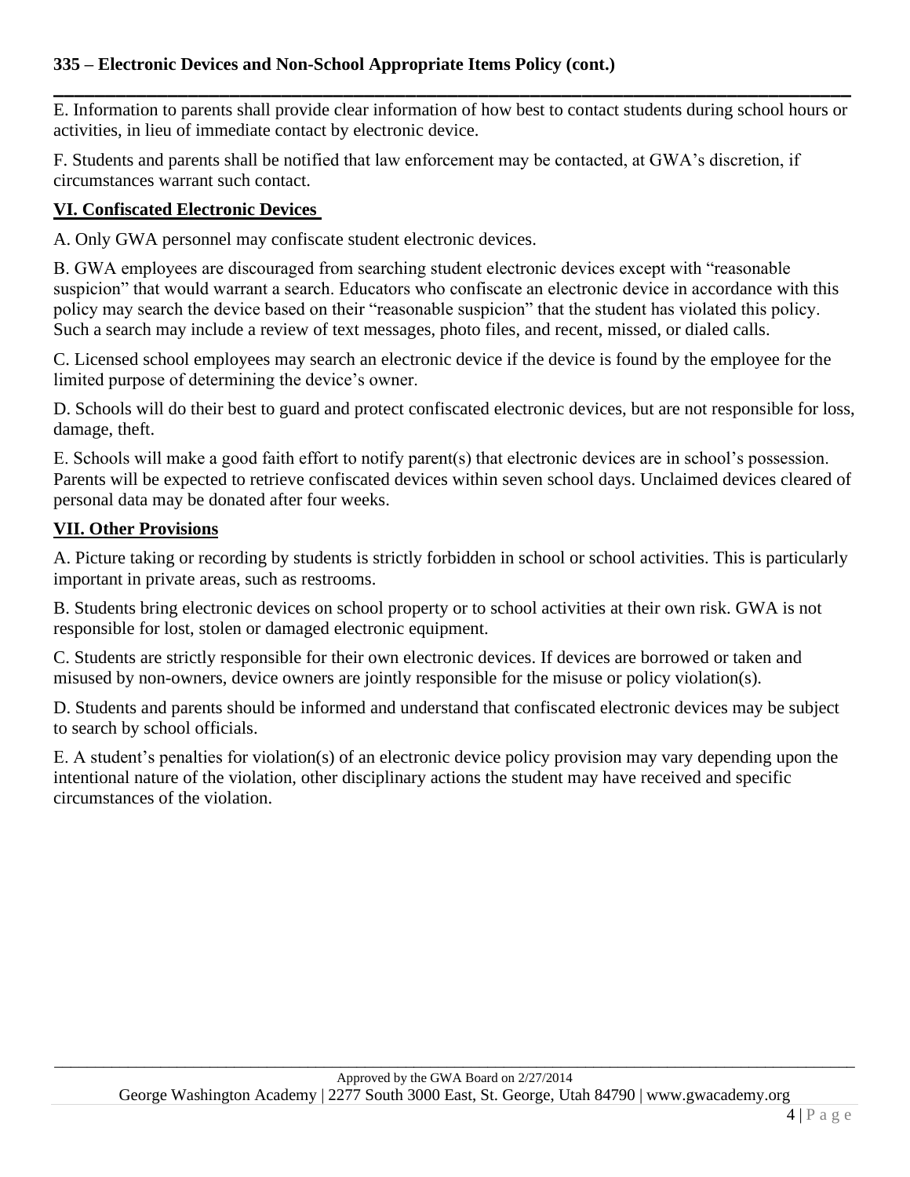E. Information to parents shall provide clear information of how best to contact students during school hours or activities, in lieu of immediate contact by electronic device.

F. Students and parents shall be notified that law enforcement may be contacted, at GWA's discretion, if circumstances warrant such contact.

## VI. Confiscated Electronic Devices

A. Only GWA personnel may confiscate student electronic devices.

B. GWA employees are discouraged from searching student electronic devices except with "reasonable suspicion" that would warrant a search. Educators who confiscate an electronic device in accordance with this policy may search the device based on their "reasonable suspicion" that the student has violated this policy. Such a search may include a review of text messages, photo files, and recent, missed, or dialed calls.

C. Licensed school employees may search an electronic device if the device is found by the employee for the limited purpose of determining the device's owner.

D. Schools will do their best to guard and protect confiscated electronic devices, but are not responsible for loss, damage, theft.

E. Schools will make a good faith effort to notify parent(s) that electronic devices are in school's possession. Parents will be expected to retrieve confiscated devices within seven school days. Unclaimed devices cleared of personal data may be donated after four weeks.

## VII. Other Provisions

A. Picture taking or recording by students is strictly forbidden in school or school activities. This is particularly important in private areas, such as restrooms.

B. Students bring electronic devices on school property or to school activities at their own risk. GWA is not responsible for lost, stolen or damaged electronic equipment.

C. Students are strictly responsible for their own electronic devices. If devices are borrowed or taken and misused by non-owners, device owners are jointly responsible for the misuse or policy violation(s).

D. Students and parents should be informed and understand that confiscated electronic devices may be subject to search by school officials.

E. A student's penalties for violation(s) of an electronic device policy provision may vary depending upon the intentional nature of the violation, other disciplinary actions the student may have received and specific circumstances of the violation.